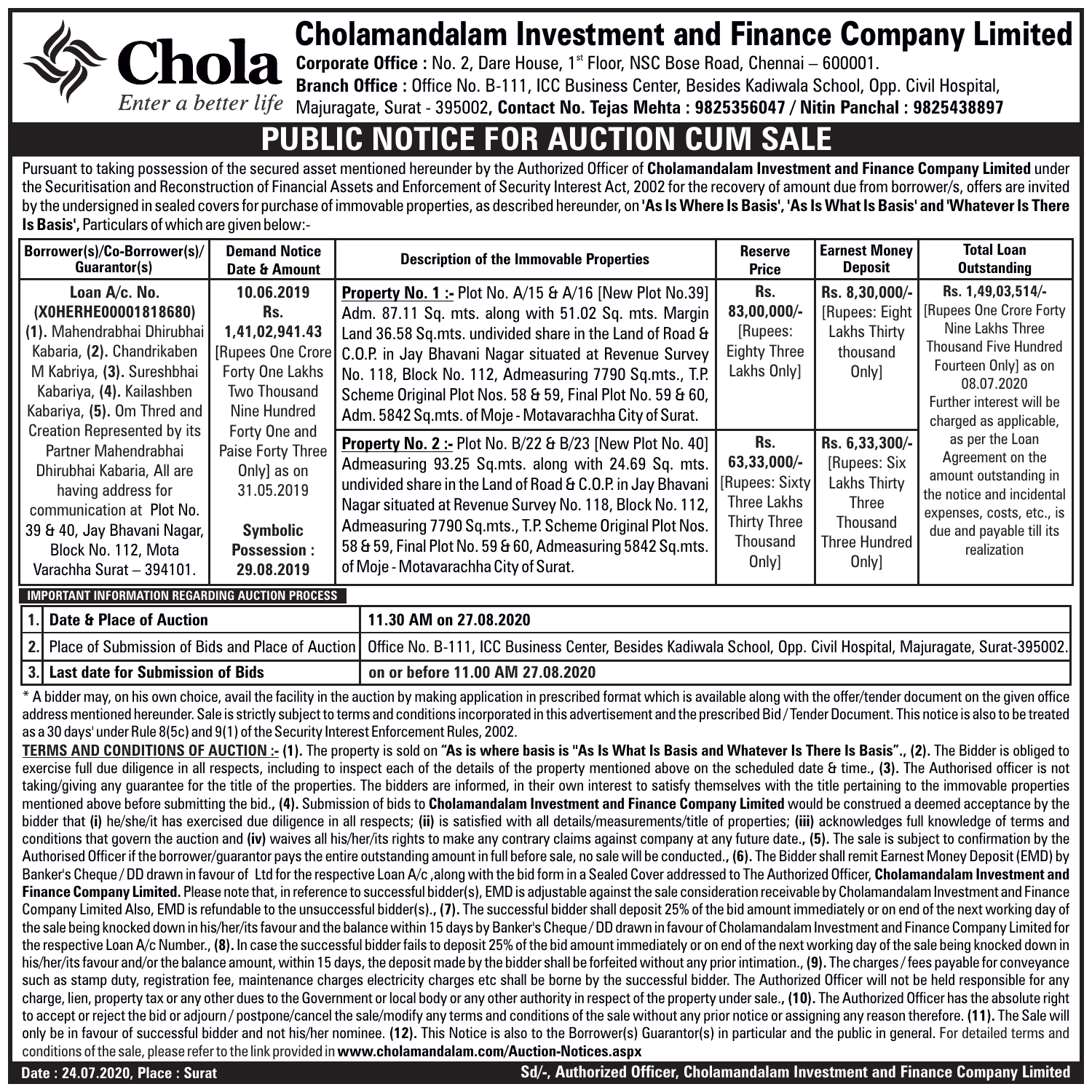# Cholamandalam Investment and Finance Company Limited

Chola *Enter a better life*

**Corporate Office :** No. 2, Dare House, 1st Floor, NSC Bose Road, Chennai – 600001.
**Branch Office :** Office No. B-111, ICC Business Center, Besides Kadiwala School, Opp. Civil Hospital, Majuragate, Surat - 395002**, Contact No. Tejas Mehta : 9825356047 / Nitin Panchal : 9825438897**

## PUBLIC NOTICE FOR AUCTION CUM SALE

Pursuant to taking possession of the secured asset mentioned hereunder by the Authorized Officer of **Cholamandalam Investment and Finance Company Limited** under the Securitisation and Reconstruction of Financial Assets and Enforcement of Security Interest Act, 2002 for the recovery of amount due from borrower/s, offers are invited by the undersigned in sealed covers for purchase of immovable properties, as described hereunder, on **'As Is Where Is Basis', 'As Is What Is Basis' and 'Whatever Is There Is Basis',** Particulars of which are given below:-

| Borrower(s)/Co-Borrower(s)/ Guarantor(s) | Demand Notice Date & Amount | Description of the Immovable Properties | Reserve Price | Earnest Money Deposit | Total Loan Outstanding |
|---|---|---|---|---|---|
| **Loan A/c. No. (X0HERHE00001818680)** **(1).** Mahendrabhai Dhirubhai Kabaria, **(2).** Chandrikaben M Kabriya, **(3).** Sureshbhai Kabariya, **(4).** Kailashben Kabariya, **(5).** Om Thred and Creation Represented by its Partner Mahendrabhai Dhirubhai Kabaria, All are having address for communication at Plot No. 39 & 40, Jay Bhavani Nagar, Block No. 112, Mota Varachha Surat – 394101. | **10.06.2019** **Rs. 1,41,02,941.43** [Rupees One Crore Forty One Lakhs Two Thousand Nine Hundred Forty One and Paise Forty Three Only] as on 31.05.2019 **Symbolic Possession : 29.08.2019** | **Property No. 1 :-** Plot No. A/15 & A/16 [New Plot No.39] Adm. 87.11 Sq. mts. along with 51.02 Sq. mts. Margin Land 36.58 Sq.mts. undivided share in the Land of Road & C.O.P. in Jay Bhavani Nagar situated at Revenue Survey No. 118, Block No. 112, Admeasuring 7790 Sq.mts., T.P. Scheme Original Plot Nos. 58 & 59, Final Plot No. 59 & 60, Adm. 5842 Sq.mts. of Moje - Motavarachha City of Surat. | **Rs. 83,00,000/-** [Rupees: Eighty Three Lakhs Only] | **Rs. 8,30,000/-** [Rupees: Eight Lakhs Thirty thousand Only] | **Rs. 1,49,03,514/-** [Rupees One Crore Forty Nine Lakhs Three Thousand Five Hundred Fourteen Only] as on 08.07.2020 Further interest will be charged as applicable, as per the Loan Agreement on the amount outstanding in the notice and incidental expenses, costs, etc., is due and payable till its realization |
| | | **Property No. 2 :-** Plot No. B/22 & B/23 [New Plot No. 40] Admeasuring 93.25 Sq.mts. along with 24.69 Sq. mts. undivided share in the Land of Road & C.O.P. in Jay Bhavani Nagar situated at Revenue Survey No. 118, Block No. 112, Admeasuring 7790 Sq.mts., T.P. Scheme Original Plot Nos. 58 & 59, Final Plot No. 59 & 60, Admeasuring 5842 Sq.mts. of Moje - Motavarachha City of Surat. | **Rs. 63,33,000/-** [Rupees: Sixty Three Lakhs Thirty Three Thousand Only] | **Rs. 6,33,300/-** [Rupees: Six Lakhs Thirty Three Thousand Three Hundred Only] | |

**IMPORTANT INFORMATION REGARDING AUCTION PROCESS**

| | | |
|---|---|---|
| 1. | **Date & Place of Auction** | **11.30 AM on 27.08.2020** |
| 2. | Place of Submission of Bids and Place of Auction | Office No. B-111, ICC Business Center, Besides Kadiwala School, Opp. Civil Hospital, Majuragate, Surat-395002. |
| 3. | **Last date for Submission of Bids** | **on or before 11.00 AM 27.08.2020** |

* A bidder may, on his own choice, avail the facility in the auction by making application in prescribed format which is available along with the offer/tender document on the given office address mentioned hereunder. Sale is strictly subject to terms and conditions incorporated in this advertisement and the prescribed Bid / Tender Document. This notice is also to be treated as a 30 days' under Rule 8(5c) and 9(1) of the Security Interest Enforcement Rules, 2002.

**TERMS AND CONDITIONS OF AUCTION :- (1).** The property is sold on **"As is where basis is "As Is What Is Basis and Whatever Is There Is Basis"., (2).** The Bidder is obliged to exercise full due diligence in all respects, including to inspect each of the details of the property mentioned above on the scheduled date & time.**, (3).** The Authorised officer is not taking/giving any guarantee for the title of the properties. The bidders are informed, in their own interest to satisfy themselves with the title pertaining to the immovable properties mentioned above before submitting the bid.**, (4).** Submission of bids to **Cholamandalam Investment and Finance Company Limited** would be construed a deemed acceptance by the bidder that **(i)** he/she/it has exercised due diligence in all respects; **(ii)** is satisfied with all details/measurements/title of properties; **(iii)** acknowledges full knowledge of terms and conditions that govern the auction and **(iv)** waives all his/her/its rights to make any contrary claims against company at any future date.**, (5).** The sale is subject to confirmation by the Authorised Officer if the borrower/guarantor pays the entire outstanding amount in full before sale, no sale will be conducted.**, (6).** The Bidder shall remit Earnest Money Deposit (EMD) by Banker's Cheque / DD drawn in favour of Ltd for the respective Loan A/c ,along with the bid form in a Sealed Cover addressed to The Authorized Officer, **Cholamandalam Investment and Finance Company Limited.** Please note that, in reference to successful bidder(s), EMD is adjustable against the sale consideration receivable by Cholamandalam Investment and Finance Company Limited Also, EMD is refundable to the unsuccessful bidder(s).**, (7).** The successful bidder shall deposit 25% of the bid amount immediately or on end of the next working day of the sale being knocked down in his/her/its favour and the balance within 15 days by Banker's Cheque / DD drawn in favour of Cholamandalam Investment and Finance Company Limited for the respective Loan A/c Number.**, (8).** In case the successful bidder fails to deposit 25% of the bid amount immediately or on end of the next working day of the sale being knocked down in his/her/its favour and/or the balance amount, within 15 days, the deposit made by the bidder shall be forfeited without any prior intimation.**, (9).** The charges / fees payable for conveyance such as stamp duty, registration fee, maintenance charges electricity charges etc shall be borne by the successful bidder. The Authorized Officer will not be held responsible for any charge, lien, property tax or any other dues to the Government or local body or any other authority in respect of the property under sale.**, (10).** The Authorized Officer has the absolute right to accept or reject the bid or adjourn / postpone/cancel the sale/modify any terms and conditions of the sale without any prior notice or assigning any reason therefore. **(11).** The Sale will only be in favour of successful bidder and not his/her nominee. **(12).** This Notice is also to the Borrower(s) Guarantor(s) in particular and the public in general. For detailed terms and conditions of the sale, please refer to the link provided in **www.cholamandalam.com/Auction-Notices.aspx**

**Date : 24.07.2020, Place : Surat** **Sd/-, Authorized Officer, Cholamandalam Investment and Finance Company Limited**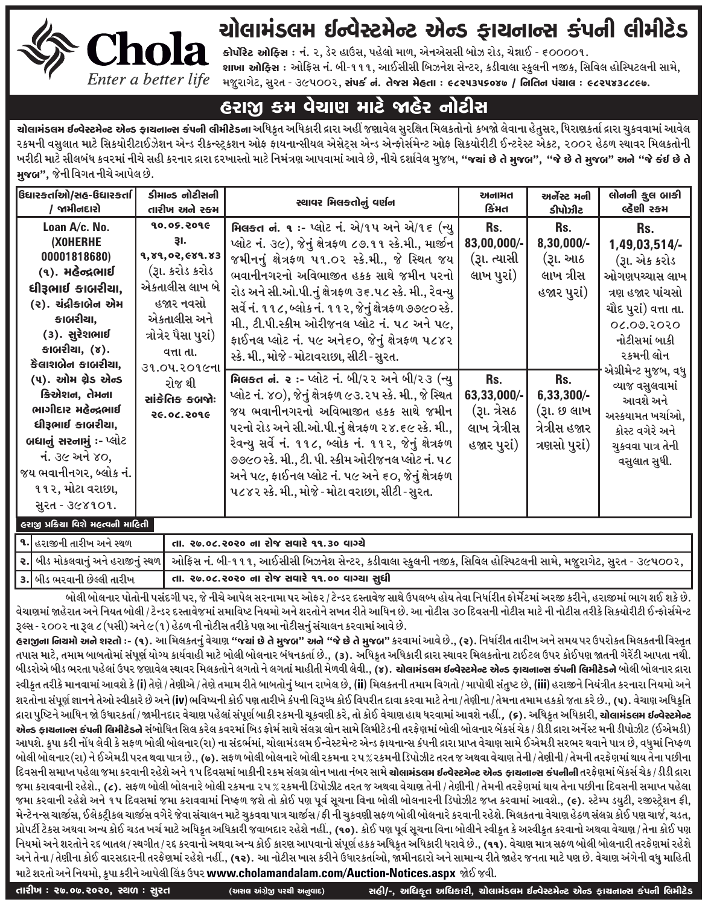# ચોલામંડલમ ઈન્વેસ્ટમેન્ટ એન્ડ ફાયનાન્સ કંપની લીમીટેડ

**Chola** *Enter a better life*

**કોર્પોરેટ ઓફિસ :** નં. ૨, ડેર હાઉસ, પહેલો માળ, એનએસસી બોઝ રોડ, ચેન્નાઈ - ૬૦૦૦૦૧.
**શાખા ઓફિસ :** ઓફિસ નં. બી-૧૧૧, આઈસીસી બિઝનેશ સેન્ટર, કડીવાલા સ્કુલની નજીક, સિવિલ હોસ્પિટલની સામે, મજુરાગેટ, સુરત - ૩૯૫૦૦૨, **સંપર્ક નં. તેજસ મેહતા : ૯૮૨૫૩૫૬૦૪૭ / નિતિન પંચાલ : ૯૮૨૫૪૩૮૮૯૭.**

## હરાજી કમ વેચાણ માટે જાહેર નોટીસ

**ચોલામંડલમ ઈન્વેસ્ટમેન્ટ એન્ડ ફાયનાન્સ કંપની લીમીટેડના** અધિકૃત અધિકારી દ્વારા અહીં જણાવેલ સુરક્ષિત મિલકતોનો કબજો લેવાના હેતુસર, ધિરાણકર્તા દ્વારા ચુકવવામાં આવેલ રકમની વસુલાત માટે સિક્યોરીટાઈઝેશન એન્ડ રીકન્સ્ટ્રક્શન ઓફ ફાયનાન્સીયલ એસેટ્સ એન્ડ એન્ફોર્સમેન્ટ ઓફ સિક્યોરીટી ઈન્ટરેસ્ટ એક્ટ, ૨૦૦૨ હેઠળ સ્થાવર મિલકતોની ખરીદી માટે સીલબંધ કવરમાં નીચે સહી કરનાર દ્વારા દરખાસ્તો માટે નિમંત્રણ આપવામાં આવે છે, નીચે દર્શાવેલ મુજબ, **"જયાં છે તે મુજબ", "જે છે તે મુજબ" અને "જે કંઈ છે તે મુજબ"**, જેની વિગત નીચે આપેલ છે.

| ઉધારકર્તાઓ/સહ-ઉધારકર્તા / જામીનદારો | ડીમાન્ડ નોટીસની તારીખ અને રકમ | સ્થાવર મિલકતોનું વર્ણન | અનામત કિંમત | અર્નેસ્ટ મની ડીપોઝીટ | લોનની કુલ બાકી લ્હેણી રકમ |
|---|---|---|---|---|---|
| Loan A/c. No. (X0HERHE 00001818680) **(૧). મહેન્દ્રભાઈ ધીરૂભાઈ કાબરીયા, (૨). ચંદ્રીકાબેન એમ કાબરીયા, (૩). સુરેશભાઈ કાબરીયા, (૪). કૈલાશબેન કાબરીયા, (૫). ઓમ ગ્રેડ એન્ડ ક્રિએશન, તેમના ભાગીદાર મહેન્દ્રભાઈ ધીરૂભાઈ કાબરીયા, બધાનું સરનામું :-** પ્લોટ નં. ૩૯ અને ૪૦, જય ભવાનીનગર, બ્લોક નં. ૧૧૨, મોટા વરાછા, સુરત - ૩૯૪૧૦૧. | **૧૦.૦૬.૨૦૧૯ રૂા. ૧,૪૧,૦૨,૯૪૧.૪૩** (રૂા. કરોડ કરોડ એકતાલીસ લાખ બે હજાર નવસો એકતાલીસ અને ત્રોત્રેર પૈસા પુરાં) વત્તા તા. ૩૧.૦૫.૨૦૧૯ના રોજ થી **સાંકેતિક કબજોઃ ૨૯.૦૮.૨૦૧૯** | **મિલકત નં. ૧ :-** પ્લોટ નં. એ/૧૫ અને એ/૧૬ (ન્યુ પ્લોટ નં. ૩૯), જેનું ક્ષેત્રફળ ૮૭.૧૧ સ્કે.મી., માર્જીન જમીનનું ક્ષેત્રફળ ૫૧.૦૨ સ્કે.મી., જે સ્થિત જય ભવાનીનગરનો અવિભાજીત હકક સાથે જમીન પરનો રોડ અને સી.ઓ.પી.નું ક્ષેત્રફળ ૩૬.૫૮ સ્કે. મી., રેવન્યુ સર્વે નં. ૧૧૮, બ્લોક નં. ૧૧૨, જેનું ક્ષેત્રફળ ૭૭૯૦ સ્કે. મી., ટી.પી.સ્કીમ ઓરીજનલ પ્લોટ નં. ૫૮ અને ૫૯, ફાઈનલ પ્લોટ નં. ૫૯ અને૬૦, જેનું ક્ષેત્રફળ ૫૮૪૨ સ્કે. મી., મોજે - મોટાવરાછા, સીટી - સુરત. | **Rs. 83,00,000/-** (રૂા. ત્યાસી લાખ પુરાં) | **Rs. 8,30,000/-** (રૂા. આઠ લાખ ત્રીસ હજાર પુરાં) | **Rs. 1,49,03,514/-** (રૂા. એક કરોડ ઓગણપચ્ચાસ લાખ ત્રણ હજાર પાંચસો ચૌદ પુરાં) વત્તા તા. ૦૮.૦૭.૨૦૨૦ નોટીસમાં બાકી રકમની લોન એગ્રીમેન્ટ મુજબ, વધુ વ્યાજ વસુલવામાં આવશે અને અસ્કયામત ખર્ચાઓ, કોસ્ટ વગેરે અને ચુકવવા પાત્ર તેની વસુલાત સુધી. |
| | | **મિલકત નં. ૨ :-** પ્લોટ નં. બી/૨૨ અને બી/૨૩ (ન્યુ પ્લોટ નં. ૪૦), જેનું ક્ષેત્રફળ ૯૩.૨૫ સ્કે. મી., જે સ્થિત જય ભવાનીનગરનો અવિભાજીત હકક સાથે જમીન પરનો રોડ અને સી.ઓ.પી.નું ક્ષેત્રફળ ૨૪.૬૯ સ્કે. મી., રેવન્યુ સર્વે નં. ૧૧૮, બ્લોક નં. ૧૧૨, જેનું ક્ષેત્રફળ ૭૭૯૦ સ્કે. મી., ટી. પી. સ્કીમ ઓરીજનલ પ્લોટ નં. ૫૮ અને ૫૯, ફાઈનલ પ્લોટ નં. ૫૯ અને ૬૦, જેનું ક્ષેત્રફળ ૫૮૪૨ સ્કે. મી., મોજે - મોટા વરાછા, સીટી - સુરત. | **Rs. 63,33,000/-** (રૂા. ત્રેસઠ લાખ ત્રેત્રીસ હજાર પુરાં) | **Rs. 6,33,300/-** (રૂા. છ લાખ ત્રેત્રીસ હજાર ત્રણસો પુરાં) | |

**હરાજી પ્રક્રિયા વિશે મહત્વની માહિતી**

| | | |
|---|---|---|
| ૧. | હરાજીની તારીખ અને સ્થળ | **તા. ૨૭.૦૮.૨૦૨૦ ના રોજ સવારે ૧૧.૩૦ વાગ્યે** |
| ૨. | બીડ મોકલવાનું અને હરાજીનું સ્થળ | ઓફિસ નં. બી-૧૧૧, આઈસીસી બિઝનેશ સેન્ટર, કડીવાલા સ્કુલની નજીક, સિવિલ હોસ્પિટલની સામે, મજુરાગેટ, સુરત - ૩૯૫૦૦૨, |
| ૩. | બીડ ભરવાની છેલ્લી તારીખ | **તા. ૨૭.૦૮.૨૦૨૦ ના રોજ સવારે ૧૧.૦૦ વાગ્યા સુધી** |

બોલી બોલનાર પોતોની પસંદગી પર, જે નીચે આપેલ સરનામા પર ઓફર / ટેન્ડર દસ્તાવેજ સાથે ઉપલબ્ધ હોય તેવા નિર્ધારીત ફોર્મેટમાં અરજી કરીને, હરાજીમાં ભાગ લઈ શકે છે. વેચાણમાં જાહેરાત અને નિયત બોલી / ટેન્ડર દસ્તાવેજમાં સમાવિષ્ટ નિયમો અને શરતોને સખત રીતે આધિન છે. આ નોટીસ ૩૦ દિવસની નોટીસ માટે ની નોટીસ તરીકે સિક્યોરીટી ઈન્ફોર્સમેન્ટ રૂલ્સ - ૨૦૦૨ ના રૂલ ૮(૫સી) અને૯(૧) હેઠળ ની નોટીસ તરીકે પણ આ નોટીસનું સંચાલન કરવામાં આવે છે.

**હરાજીના નિયમો અને શરતો :-** **(૧).** આ મિલકતનું વેચાણ **"જયાં છે તે મુજબ" અને "જે છે તે મુજબ"** કરવામાં આવે છે., **(૨).** નિર્ધારીત તારીખ અને સમય પર ઉપરોકત મિલકતની વિસ્તૃત તપાસ માટે, તમામ બાબતોમાં સંપૂર્ણ યોગ્ય કાર્યવાહી માટે બોલી બોલનાર બંધનકર્તા છે., **(૩).** અધિકૃત અધિકારી દ્વારા સ્થાવર મિલકતોના ટાઈટલ ઉપર કોઈપણ જાતની ગેરેંટી આપતા નથી. બીડરોએ બીડ ભરતા પહેલાં ઉપર જણાવેલ સ્થાવર મિલકતોને લગતો ને લગતાં માહીતી મેળવી લેવી., **(૪). ચોલામંડલમ ઈન્વેસ્ટમેન્ટ એન્ડ ફાયનાન્સ કંપની લીમીટેડને** બોલી બોલનાર દ્વારા સ્વીકૃત તરીકે માનવામાં આવશે કે **(i)** તેણે / તેણીએ / તેણે તમામ રીતે બાબતોનું ધ્યાન રાખેલ છે, **(ii)** મિલકતની તમામ વિગતો / માપોથી સંતુષ્ટ છે, **(iii)** હરાજીને નિયંત્રીત કરનારા નિયમો અને શરતોના સંપૂર્ણ જ્ઞાનને તેઓ સ્વીકારે છે અને **(iv)** ભવિષ્યની કોઈ પણ તારીખે કંપની વિરુધ્ધ કોઈ વિપરીત દાવા કરવા માટે તેના / તેણીના / તેમના તમામ હકકો જતા કરે છે., **(૫).** વેચાણ અધિકૃતિ દ્વારા પુષ્ટિને આધિન જો ઉધારકર્તા / જામીનદાર વેચાણ પહેલાં સંપૂર્ણ બાકી રકમની ચૂકવણી કરે, તો કોઈ વેચાણ હાથ ધરવામાં આવશે નહીં., **(૬).** અધિકૃત અધિકારી, **ચોલામંડલમ ઈન્વેસ્ટમેન્ટ એન્ડ ફાયનાન્સ કંપની લીમીટેડને** સંબોધિત સિલ કરેલ કવરમાં બિડ ફોર્મ સાથે સંલગ્ન લોન સામે લિમીટેડની તરફેણમાં બોલી બોલાનર બેંકર્સ ચેક / ડીડી દ્વારા અર્નેસ્ટ મની ડીપોઝીટ (ઈએમડી) આપશે. કૃપા કરી નોંધ લેવી કે સફળ બોલી બોલનાર(રા) ના સંદર્ભમાં, ચોલામંડલમ ઈન્વેસ્ટમેન્ટ એન્ડ ફાયનાન્સ કંપની દ્વારા પ્રાપ્ત વેચાણ સામે ઈએમડી સરભર થવાને પાત્ર છે, વધુમાં નિષ્ફળ બોલી બોલનાર(રા) ને ઈએમડી પરત થવા પાત્ર છે., **(૭).** સફળ બોલી બોલનારે બોલી રકમના ૨૫% રકમની ડિપોઝીટ તરત જ અથવા વેચાણ તેની / તેણીની / તેમની તરફેણમાં થાય તેના પછીના દિવસની સમાપ્ત પહેલા જમા કરવાની રહેશે અને ૧૫ દિવસમાં બાકીની રકમ સંલગ્ર લોન ખાતા નંબર સામે **ચોલામંડલમ ઈન્વેસ્ટમેન્ટ એન્ડ ફાયનાન્સ કંપનીની** તરફેણમાં બેંકર્સ ચેક / ડીડી દ્વારા જમા કરાવવાની રહેશે., **(૮).** સફળ બોલી બોલનારે બોલી રકમના ૨૫% રકમની ડિપોઝીટ તરત જ અથવા વેચાણ તેની / તેણીની / તેમની તરફેણમાં થાય તેના પછીના દિવસની સમાપ્ત પહેલા જમા કરવાની રહેશે અને ૧૫ દિવસમાં જમા કરાવવામાં નિષ્ફળ જશે તો કોઈ પણ પૂર્વ સૂચના વિના બોલી બોલનારની ડિપોઝીટ જપ્ત કરવામાં આવશે., **(૯).** સ્ટેમ્પ ડયુટી, રજીસ્ટ્રેશન ફી, મેન્ટેનન્સ ચાર્જીસ, ઈલેકટ્રીકલ ચાર્જીસ વગેરે જેવા સંચાલન માટે ચુકવવા પાત્ર ચાર્જીસ / ફી ની ચુકવણી સફળ બોલી બોલનારે કરવાની રહેશે. મિલકતના વેચાણ હેઠળ સંલગ્ન કોઈ પણ ચાર્જ, ચડત, પ્રોપર્ટી ટેકસ અથવા અન્ય કોઈ ચડત ખર્ચ માટે અધિકૃત અધિકારી જવાબદાર રહેશે નહીં., **(૧૦).** કોઈ પણ પૂર્વ સૂચના વિના બોલીને સ્વીકૃત કે અસ્વીકૃત કરવાનો અથવા વેચાણ / તેના કોઈ પણ નિયમો અને શરતોને રદ બાતલ / સ્થગીત / રદ કરવાનો અથવા અન્ય કોઈ કારણ આપવાનો સંપૂર્ણ હકક અધિકૃત અધિકારી ધરાવે છે., **(૧૧).** વેચાણ માત્ર સફળ બોલી બોલનારી તરફેણમાં રહેશે અને તેના / તેણીના કોઈ વારસદારની તરફેણમાં રહેશે નહીં., **(૧૨).** આ નોટીસ ખાસ કરીને ઉધારકર્તાઓ, જામીનદારો અને સામાન્ય રીતે જાહેર જનતા માટે પણ છે. વેચાણ અંગેની વધુ માહિતી માટે શરતો અને નિયમો, કૃપા કરીને આપેલી લિંક ઉપર **www.cholamandalam.com/Auction-Notices.aspx** જોઈ જવી.

**તારીખ : ૨૭.૦૭.૨૦૨૦, સ્થળ : સુરત** (અસલ અંગ્રેજી પરથી અનુવાદ) **સહી/-, અધિકૃત અધિકારી, ચોલામંડલમ ઈન્વેસ્ટમેન્ટ એન્ડ ફાયનાન્સ કંપની લીમીટેડ**